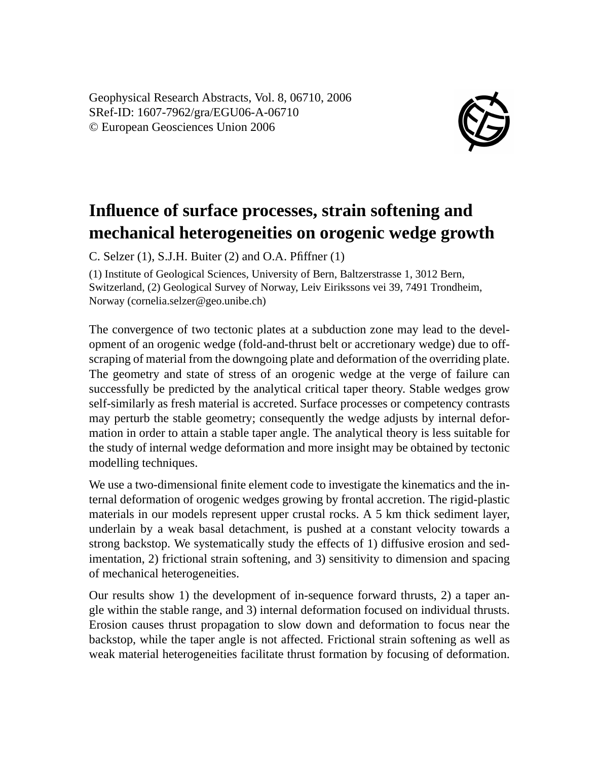Geophysical Research Abstracts, Vol. 8, 06710, 2006
SRef-ID: 1607-7962/gra/EGU06-A-06710
© European Geosciences Union 2006

# Influence of surface processes, strain softening and mechanical heterogeneities on orogenic wedge growth

C. Selzer (1), S.J.H. Buiter (2) and O.A. Pfiffner (1)

(1) Institute of Geological Sciences, University of Bern, Baltzerstrasse 1, 3012 Bern, Switzerland, (2) Geological Survey of Norway, Leiv Eirikssons vei 39, 7491 Trondheim, Norway (cornelia.selzer@geo.unibe.ch)

The convergence of two tectonic plates at a subduction zone may lead to the development of an orogenic wedge (fold-and-thrust belt or accretionary wedge) due to offscraping of material from the downgoing plate and deformation of the overriding plate. The geometry and state of stress of an orogenic wedge at the verge of failure can successfully be predicted by the analytical critical taper theory. Stable wedges grow self-similarly as fresh material is accreted. Surface processes or competency contrasts may perturb the stable geometry; consequently the wedge adjusts by internal deformation in order to attain a stable taper angle. The analytical theory is less suitable for the study of internal wedge deformation and more insight may be obtained by tectonic modelling techniques.

We use a two-dimensional finite element code to investigate the kinematics and the internal deformation of orogenic wedges growing by frontal accretion. The rigid-plastic materials in our models represent upper crustal rocks. A 5 km thick sediment layer, underlain by a weak basal detachment, is pushed at a constant velocity towards a strong backstop. We systematically study the effects of 1) diffusive erosion and sedimentation, 2) frictional strain softening, and 3) sensitivity to dimension and spacing of mechanical heterogeneities.

Our results show 1) the development of in-sequence forward thrusts, 2) a taper angle within the stable range, and 3) internal deformation focused on individual thrusts. Erosion causes thrust propagation to slow down and deformation to focus near the backstop, while the taper angle is not affected. Frictional strain softening as well as weak material heterogeneities facilitate thrust formation by focusing of deformation.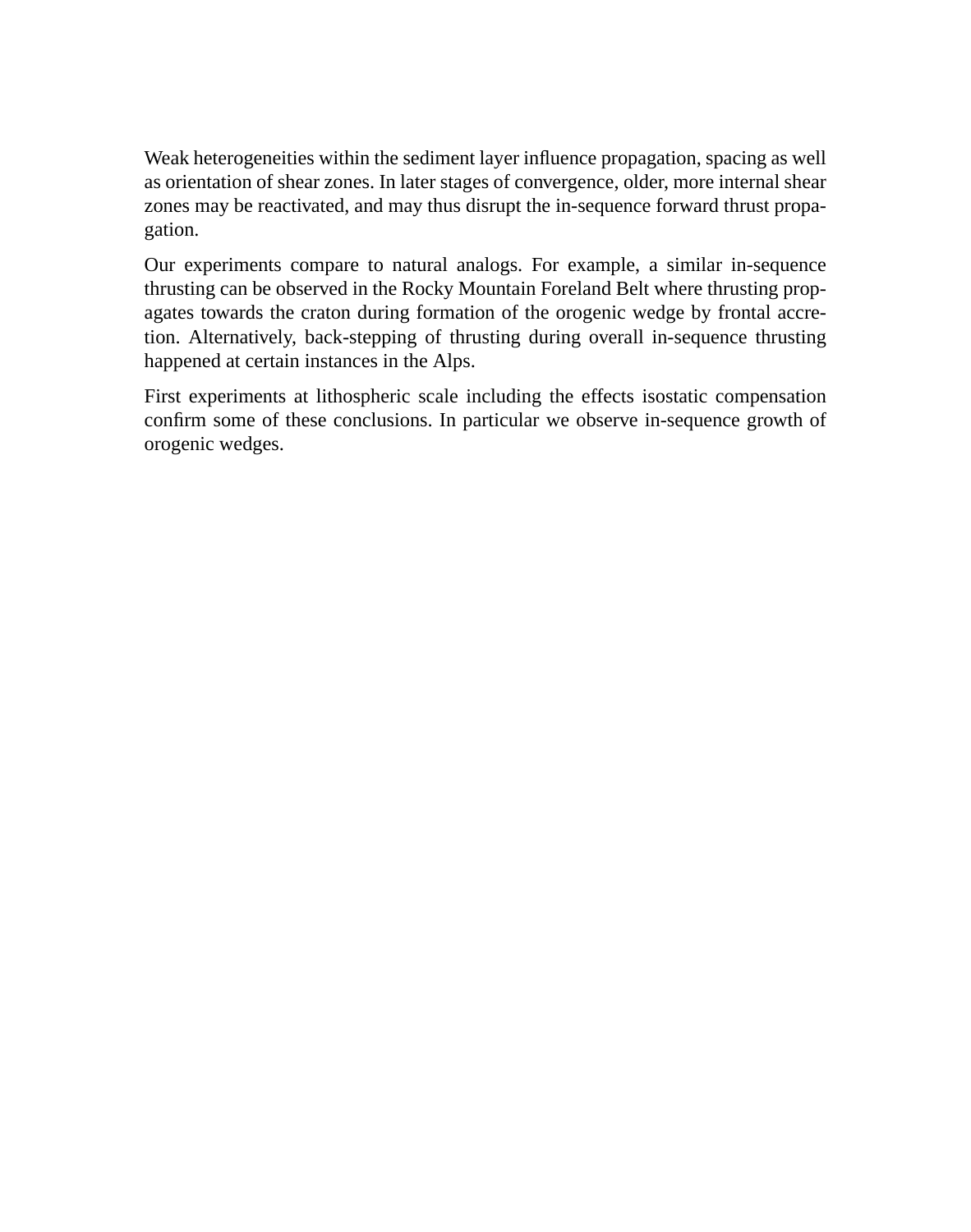Weak heterogeneities within the sediment layer influence propagation, spacing as well as orientation of shear zones. In later stages of convergence, older, more internal shear zones may be reactivated, and may thus disrupt the in-sequence forward thrust propagation.

Our experiments compare to natural analogs. For example, a similar in-sequence thrusting can be observed in the Rocky Mountain Foreland Belt where thrusting propagates towards the craton during formation of the orogenic wedge by frontal accretion. Alternatively, back-stepping of thrusting during overall in-sequence thrusting happened at certain instances in the Alps.

First experiments at lithospheric scale including the effects isostatic compensation confirm some of these conclusions. In particular we observe in-sequence growth of orogenic wedges.